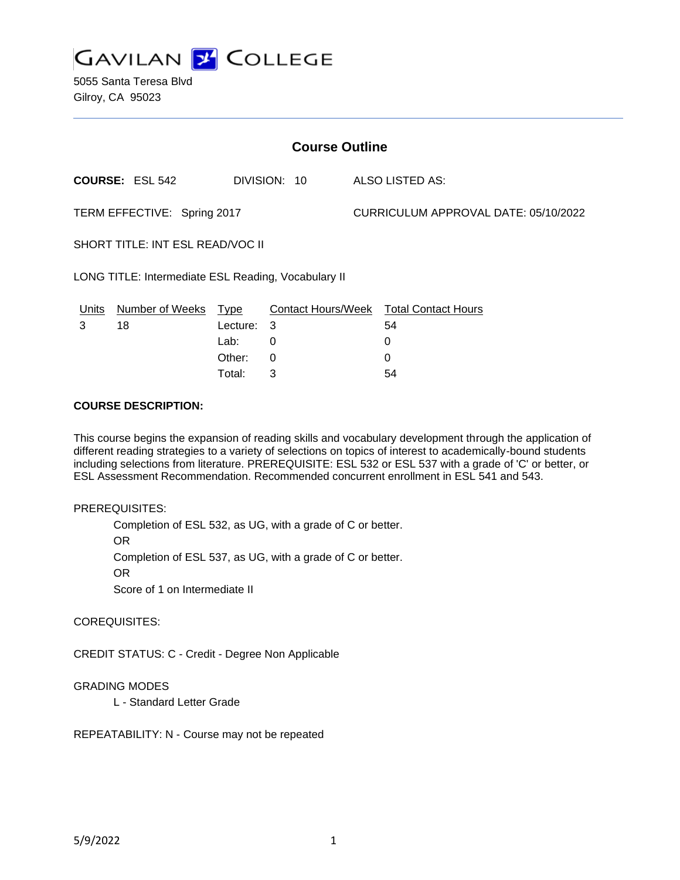# GAVILAN COLLEGE

5055 Santa Teresa Blvd
Gilroy, CA 95023

## Course Outline

**COURSE:** ESL 542 DIVISION: 10 ALSO LISTED AS:

TERM EFFECTIVE: Spring 2017 CURRICULUM APPROVAL DATE: 05/10/2022

SHORT TITLE: INT ESL READ/VOC II

LONG TITLE: Intermediate ESL Reading, Vocabulary II

| Units | Number of Weeks | Type | Contact Hours/Week | Total Contact Hours |
|---|---|---|---|---|
| 3 | 18 | Lecture: | 3 | 54 |
| | | Lab: | 0 | 0 |
| | | Other: | 0 | 0 |
| | | Total: | 3 | 54 |

**COURSE DESCRIPTION:**

This course begins the expansion of reading skills and vocabulary development through the application of different reading strategies to a variety of selections on topics of interest to academically-bound students including selections from literature. PREREQUISITE: ESL 532 or ESL 537 with a grade of 'C' or better, or ESL Assessment Recommendation. Recommended concurrent enrollment in ESL 541 and 543.

PREREQUISITES:

Completion of ESL 532, as UG, with a grade of C or better.
OR
Completion of ESL 537, as UG, with a grade of C or better.
OR
Score of 1 on Intermediate II

COREQUISITES:

CREDIT STATUS: C - Credit - Degree Non Applicable

GRADING MODES

L - Standard Letter Grade

REPEATABILITY: N - Course may not be repeated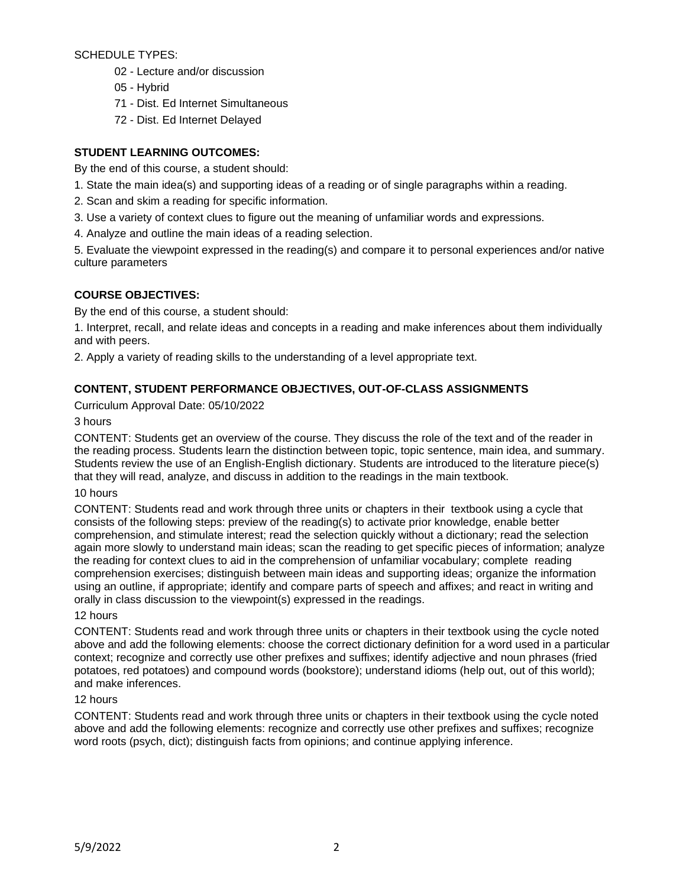SCHEDULE TYPES:

- 02 - Lecture and/or discussion
- 05 - Hybrid
- 71 - Dist. Ed Internet Simultaneous
- 72 - Dist. Ed Internet Delayed

**STUDENT LEARNING OUTCOMES:**

By the end of this course, a student should:

1. State the main idea(s) and supporting ideas of a reading or of single paragraphs within a reading.
2. Scan and skim a reading for specific information.
3. Use a variety of context clues to figure out the meaning of unfamiliar words and expressions.
4. Analyze and outline the main ideas of a reading selection.
5. Evaluate the viewpoint expressed in the reading(s) and compare it to personal experiences and/or native culture parameters

**COURSE OBJECTIVES:**

By the end of this course, a student should:

1. Interpret, recall, and relate ideas and concepts in a reading and make inferences about them individually and with peers.
2. Apply a variety of reading skills to the understanding of a level appropriate text.

**CONTENT, STUDENT PERFORMANCE OBJECTIVES, OUT-OF-CLASS ASSIGNMENTS**

Curriculum Approval Date: 05/10/2022

3 hours

CONTENT: Students get an overview of the course. They discuss the role of the text and of the reader in the reading process. Students learn the distinction between topic, topic sentence, main idea, and summary. Students review the use of an English-English dictionary. Students are introduced to the literature piece(s) that they will read, analyze, and discuss in addition to the readings in the main textbook.

10 hours

CONTENT: Students read and work through three units or chapters in their textbook using a cycle that consists of the following steps: preview of the reading(s) to activate prior knowledge, enable better comprehension, and stimulate interest; read the selection quickly without a dictionary; read the selection again more slowly to understand main ideas; scan the reading to get specific pieces of information; analyze the reading for context clues to aid in the comprehension of unfamiliar vocabulary; complete reading comprehension exercises; distinguish between main ideas and supporting ideas; organize the information using an outline, if appropriate; identify and compare parts of speech and affixes; and react in writing and orally in class discussion to the viewpoint(s) expressed in the readings.

12 hours

CONTENT: Students read and work through three units or chapters in their textbook using the cycle noted above and add the following elements: choose the correct dictionary definition for a word used in a particular context; recognize and correctly use other prefixes and suffixes; identify adjective and noun phrases (fried potatoes, red potatoes) and compound words (bookstore); understand idioms (help out, out of this world); and make inferences.

12 hours

CONTENT: Students read and work through three units or chapters in their textbook using the cycle noted above and add the following elements: recognize and correctly use other prefixes and suffixes; recognize word roots (psych, dict); distinguish facts from opinions; and continue applying inference.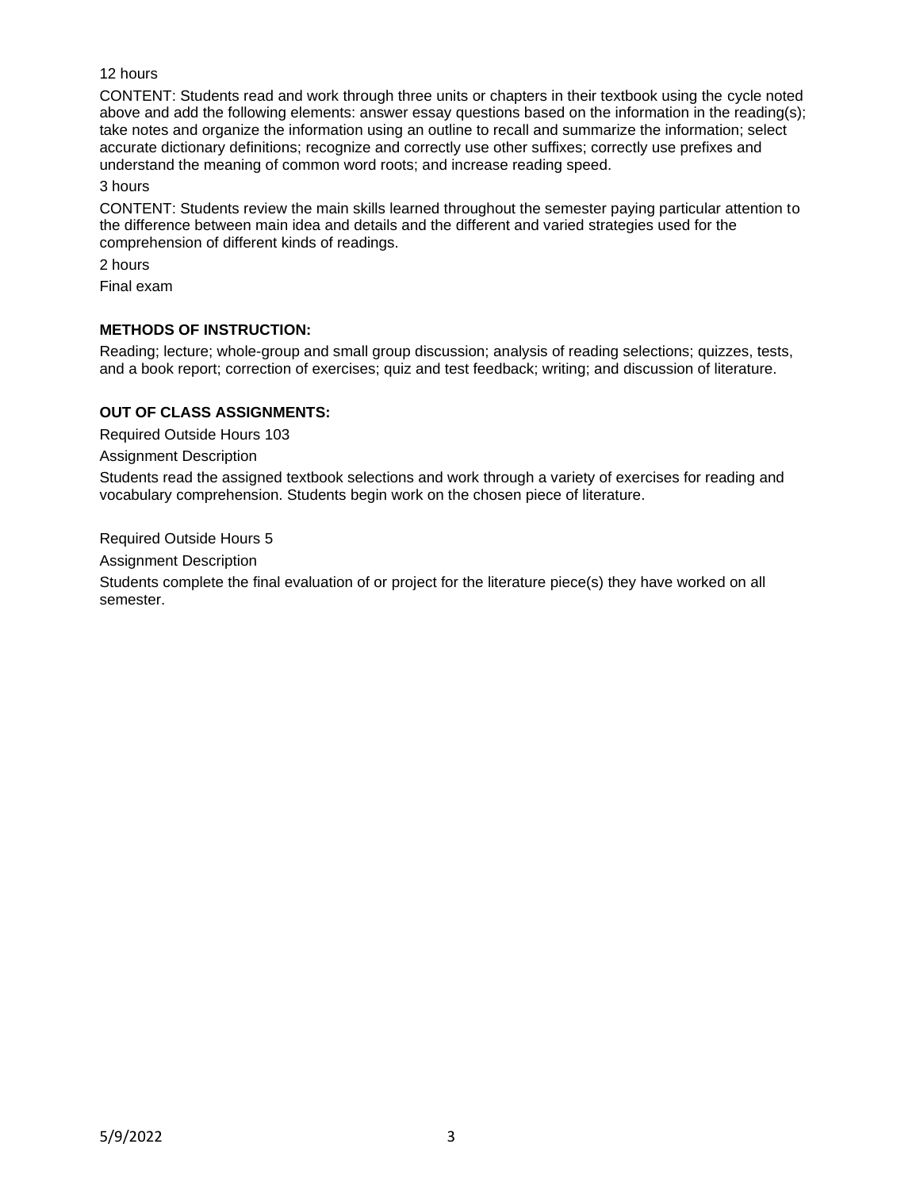12 hours

CONTENT: Students read and work through three units or chapters in their textbook using the cycle noted above and add the following elements: answer essay questions based on the information in the reading(s); take notes and organize the information using an outline to recall and summarize the information; select accurate dictionary definitions; recognize and correctly use other suffixes; correctly use prefixes and understand the meaning of common word roots; and increase reading speed.

3 hours

CONTENT: Students review the main skills learned throughout the semester paying particular attention to the difference between main idea and details and the different and varied strategies used for the comprehension of different kinds of readings.

2 hours

Final exam

**METHODS OF INSTRUCTION:**

Reading; lecture; whole-group and small group discussion; analysis of reading selections; quizzes, tests, and a book report; correction of exercises; quiz and test feedback; writing; and discussion of literature.

**OUT OF CLASS ASSIGNMENTS:**

Required Outside Hours 103

Assignment Description

Students read the assigned textbook selections and work through a variety of exercises for reading and vocabulary comprehension. Students begin work on the chosen piece of literature.

Required Outside Hours 5

Assignment Description

Students complete the final evaluation of or project for the literature piece(s) they have worked on all semester.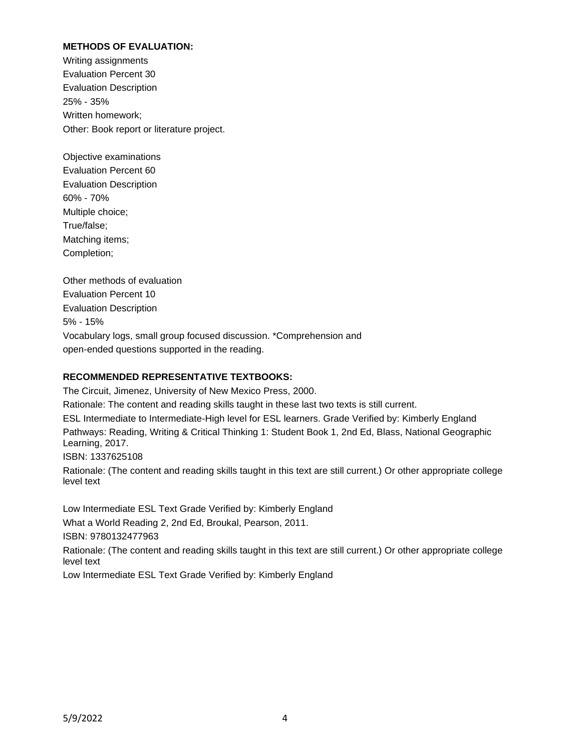**METHODS OF EVALUATION:**

Writing assignments
Evaluation Percent 30
Evaluation Description
25% - 35%
Written homework;
Other: Book report or literature project.

Objective examinations
Evaluation Percent 60
Evaluation Description
60% - 70%
Multiple choice;
True/false;
Matching items;
Completion;

Other methods of evaluation
Evaluation Percent 10
Evaluation Description
5% - 15%
Vocabulary logs, small group focused discussion. *Comprehension and open-ended questions supported in the reading.

**RECOMMENDED REPRESENTATIVE TEXTBOOKS:**

The Circuit, Jimenez, University of New Mexico Press, 2000.
Rationale: The content and reading skills taught in these last two texts is still current.
ESL Intermediate to Intermediate-High level for ESL learners. Grade Verified by: Kimberly England
Pathways: Reading, Writing & Critical Thinking 1: Student Book 1, 2nd Ed, Blass, National Geographic Learning, 2017.
ISBN: 1337625108
Rationale: (The content and reading skills taught in this text are still current.) Or other appropriate college level text

Low Intermediate ESL Text Grade Verified by: Kimberly England
What a World Reading 2, 2nd Ed, Broukal, Pearson, 2011.
ISBN: 9780132477963
Rationale: (The content and reading skills taught in this text are still current.) Or other appropriate college level text
Low Intermediate ESL Text Grade Verified by: Kimberly England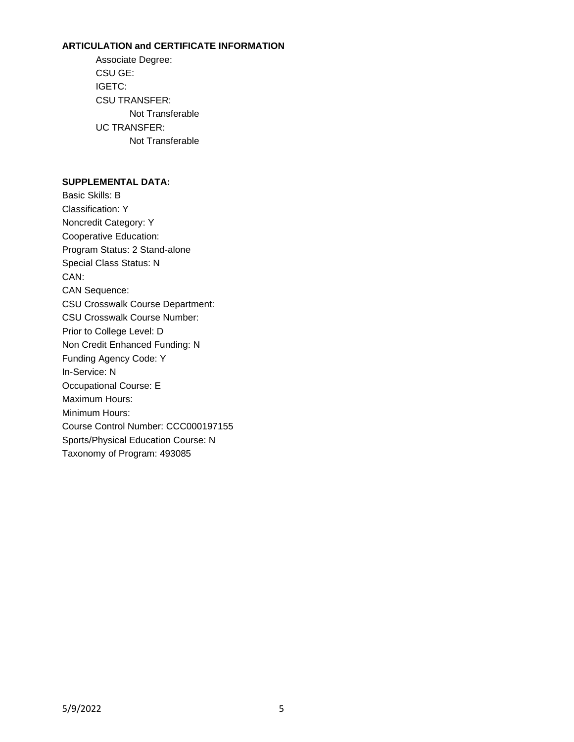**ARTICULATION and CERTIFICATE INFORMATION**

Associate Degree:

CSU GE:

IGETC:

CSU TRANSFER:

Not Transferable

UC TRANSFER:

Not Transferable

**SUPPLEMENTAL DATA:**

Basic Skills: B

Classification: Y

Noncredit Category: Y

Cooperative Education:

Program Status: 2 Stand-alone

Special Class Status: N

CAN:

CAN Sequence:

CSU Crosswalk Course Department:

CSU Crosswalk Course Number:

Prior to College Level: D

Non Credit Enhanced Funding: N

Funding Agency Code: Y

In-Service: N

Occupational Course: E

Maximum Hours:

Minimum Hours:

Course Control Number: CCC000197155

Sports/Physical Education Course: N

Taxonomy of Program: 493085